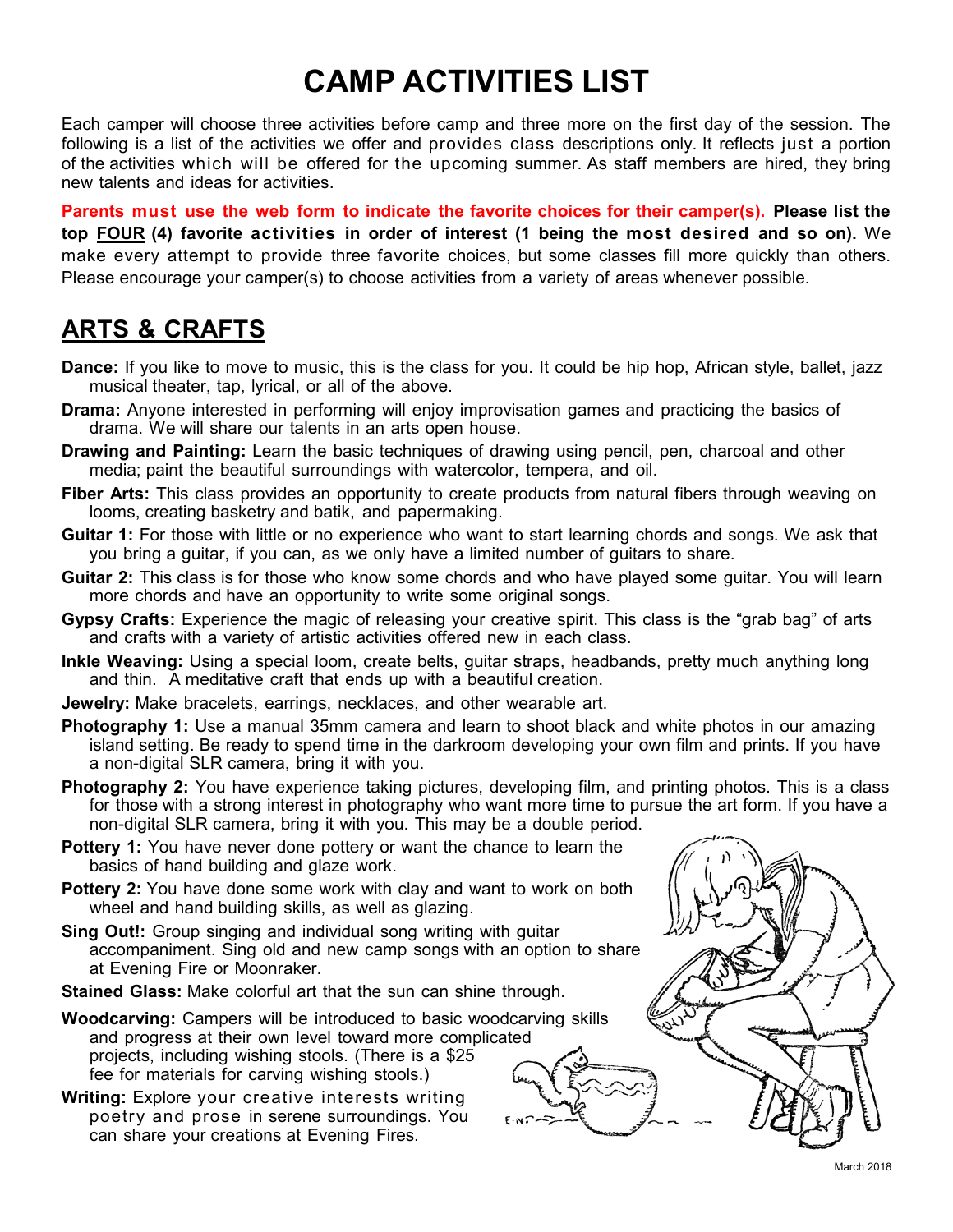# CAMP ACTIVITIES LIST

Each camper will choose three activities before camp and three more on the first day of the session. The following is a list of the activities we offer and provides class descriptions only. It reflects just a portion of the activities which will be offered for the upcoming summer. As staff members are hired, they bring new talents and ideas for activities.

**Parents must use the web form to indicate the favorite choices for their camper(s). Please list the top FOUR (4) favorite activities in order of interest (1 being the most desired and so on).** We make every attempt to provide three favorite choices, but some classes fill more quickly than others. Please encourage your camper(s) to choose activities from a variety of areas whenever possible.

## ARTS & CRAFTS

**Dance:** If you like to move to music, this is the class for you. It could be hip hop, African style, ballet, jazz musical theater, tap, lyrical, or all of the above.

**Drama:** Anyone interested in performing will enjoy improvisation games and practicing the basics of drama. We will share our talents in an arts open house.

**Drawing and Painting:** Learn the basic techniques of drawing using pencil, pen, charcoal and other media; paint the beautiful surroundings with watercolor, tempera, and oil.

**Fiber Arts:** This class provides an opportunity to create products from natural fibers through weaving on looms, creating basketry and batik, and papermaking.

**Guitar 1:** For those with little or no experience who want to start learning chords and songs. We ask that you bring a guitar, if you can, as we only have a limited number of guitars to share.

**Guitar 2:** This class is for those who know some chords and who have played some guitar. You will learn more chords and have an opportunity to write some original songs.

**Gypsy Crafts:** Experience the magic of releasing your creative spirit. This class is the "grab bag" of arts and crafts with a variety of artistic activities offered new in each class.

**Inkle Weaving:** Using a special loom, create belts, guitar straps, headbands, pretty much anything long and thin. A meditative craft that ends up with a beautiful creation.

**Jewelry:** Make bracelets, earrings, necklaces, and other wearable art.

**Photography 1:** Use a manual 35mm camera and learn to shoot black and white photos in our amazing island setting. Be ready to spend time in the darkroom developing your own film and prints. If you have a non-digital SLR camera, bring it with you.

**Photography 2:** You have experience taking pictures, developing film, and printing photos. This is a class for those with a strong interest in photography who want more time to pursue the art form. If you have a non-digital SLR camera, bring it with you. This may be a double period.

**Pottery 1:** You have never done pottery or want the chance to learn the basics of hand building and glaze work.

**Pottery 2:** You have done some work with clay and want to work on both wheel and hand building skills, as well as glazing.

**Sing Out!:** Group singing and individual song writing with guitar accompaniment. Sing old and new camp songs with an option to share at Evening Fire or Moonraker.

**Stained Glass:** Make colorful art that the sun can shine through.

**Woodcarving:** Campers will be introduced to basic woodcarving skills and progress at their own level toward more complicated projects, including wishing stools. (There is a $25 fee for materials for carving wishing stools.)

**Writing:** Explore your creative interests writing poetry and prose in serene surroundings. You can share your creations at Evening Fires.

March 2018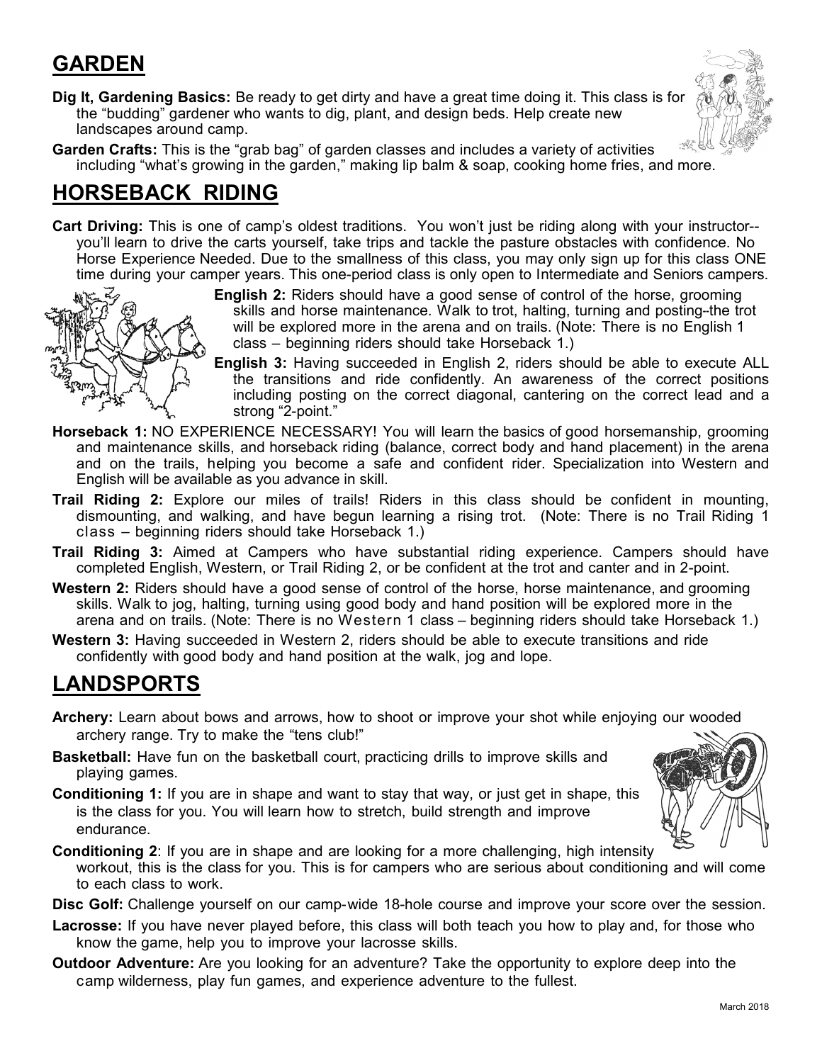## GARDEN

**Dig It, Gardening Basics:** Be ready to get dirty and have a great time doing it. This class is for the "budding" gardener who wants to dig, plant, and design beds. Help create new landscapes around camp.

**Garden Crafts:** This is the "grab bag" of garden classes and includes a variety of activities including "what's growing in the garden," making lip balm & soap, cooking home fries, and more.

## HORSEBACK RIDING

**Cart Driving:** This is one of camp's oldest traditions. You won't just be riding along with your instructor--you'll learn to drive the carts yourself, take trips and tackle the pasture obstacles with confidence. No Horse Experience Needed. Due to the smallness of this class, you may only sign up for this class ONE time during your camper years. This one-period class is only open to Intermediate and Seniors campers.

**English 2:** Riders should have a good sense of control of the horse, grooming skills and horse maintenance. Walk to trot, halting, turning and posting--the trot will be explored more in the arena and on trails. (Note: There is no English 1 class – beginning riders should take Horseback 1.)

**English 3:** Having succeeded in English 2, riders should be able to execute ALL the transitions and ride confidently. An awareness of the correct positions including posting on the correct diagonal, cantering on the correct lead and a strong "2-point."

**Horseback 1:** NO EXPERIENCE NECESSARY! You will learn the basics of good horsemanship, grooming and maintenance skills, and horseback riding (balance, correct body and hand placement) in the arena and on the trails, helping you become a safe and confident rider. Specialization into Western and English will be available as you advance in skill.

**Trail Riding 2:** Explore our miles of trails! Riders in this class should be confident in mounting, dismounting, and walking, and have begun learning a rising trot. (Note: There is no Trail Riding 1 class – beginning riders should take Horseback 1.)

**Trail Riding 3:** Aimed at Campers who have substantial riding experience. Campers should have completed English, Western, or Trail Riding 2, or be confident at the trot and canter and in 2-point.

**Western 2:** Riders should have a good sense of control of the horse, horse maintenance, and grooming skills. Walk to jog, halting, turning using good body and hand position will be explored more in the arena and on trails. (Note: There is no Western 1 class – beginning riders should take Horseback 1.)

**Western 3:** Having succeeded in Western 2, riders should be able to execute transitions and ride confidently with good body and hand position at the walk, jog and lope.

## LANDSPORTS

**Archery:** Learn about bows and arrows, how to shoot or improve your shot while enjoying our wooded archery range. Try to make the "tens club!"

**Basketball:** Have fun on the basketball court, practicing drills to improve skills and playing games.

**Conditioning 1:** If you are in shape and want to stay that way, or just get in shape, this is the class for you. You will learn how to stretch, build strength and improve endurance.

**Conditioning 2**: If you are in shape and are looking for a more challenging, high intensity workout, this is the class for you. This is for campers who are serious about conditioning and will come to each class to work.

**Disc Golf:** Challenge yourself on our camp-wide 18-hole course and improve your score over the session.

**Lacrosse:** If you have never played before, this class will both teach you how to play and, for those who know the game, help you to improve your lacrosse skills.

**Outdoor Adventure:** Are you looking for an adventure? Take the opportunity to explore deep into the camp wilderness, play fun games, and experience adventure to the fullest.

March 2018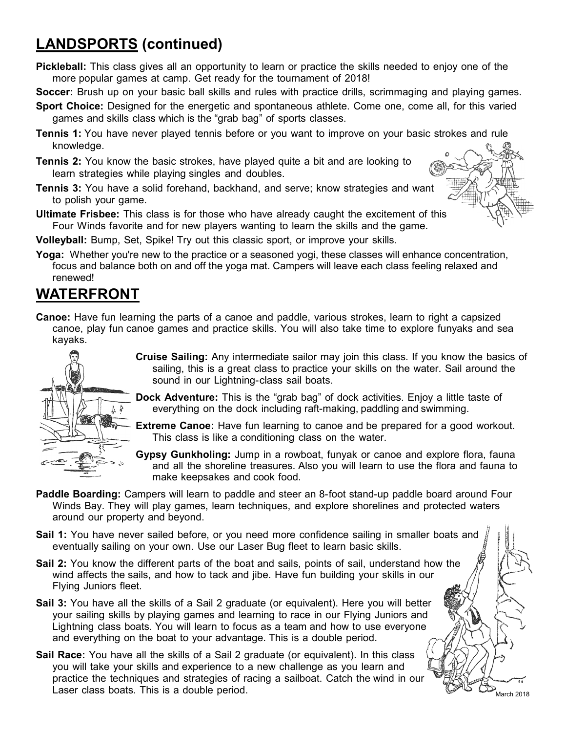## LANDSPORTS (continued)

**Pickleball:** This class gives all an opportunity to learn or practice the skills needed to enjoy one of the more popular games at camp. Get ready for the tournament of 2018!

**Soccer:** Brush up on your basic ball skills and rules with practice drills, scrimmaging and playing games.

**Sport Choice:** Designed for the energetic and spontaneous athlete. Come one, come all, for this varied games and skills class which is the "grab bag" of sports classes.

**Tennis 1:** You have never played tennis before or you want to improve on your basic strokes and rule knowledge.

**Tennis 2:** You know the basic strokes, have played quite a bit and are looking to learn strategies while playing singles and doubles.

**Tennis 3:** You have a solid forehand, backhand, and serve; know strategies and want to polish your game.

**Ultimate Frisbee:** This class is for those who have already caught the excitement of this Four Winds favorite and for new players wanting to learn the skills and the game.

**Volleyball:** Bump, Set, Spike! Try out this classic sport, or improve your skills.

**Yoga:** Whether you're new to the practice or a seasoned yogi, these classes will enhance concentration, focus and balance both on and off the yoga mat. Campers will leave each class feeling relaxed and renewed!

## WATERFRONT

**Canoe:** Have fun learning the parts of a canoe and paddle, various strokes, learn to right a capsized canoe, play fun canoe games and practice skills. You will also take time to explore funyaks and sea kayaks.

**Cruise Sailing:** Any intermediate sailor may join this class. If you know the basics of sailing, this is a great class to practice your skills on the water. Sail around the sound in our Lightning-class sail boats.

**Dock Adventure:** This is the "grab bag" of dock activities. Enjoy a little taste of everything on the dock including raft-making, paddling and swimming.

**Extreme Canoe:** Have fun learning to canoe and be prepared for a good workout. This class is like a conditioning class on the water.

**Gypsy Gunkholing:** Jump in a rowboat, funyak or canoe and explore flora, fauna and all the shoreline treasures. Also you will learn to use the flora and fauna to make keepsakes and cook food.

**Paddle Boarding:** Campers will learn to paddle and steer an 8-foot stand-up paddle board around Four Winds Bay. They will play games, learn techniques, and explore shorelines and protected waters around our property and beyond.

**Sail 1:** You have never sailed before, or you need more confidence sailing in smaller boats and eventually sailing on your own. Use our Laser Bug fleet to learn basic skills.

**Sail 2:** You know the different parts of the boat and sails, points of sail, understand how the wind affects the sails, and how to tack and jibe. Have fun building your skills in our Flying Juniors fleet.

**Sail 3:** You have all the skills of a Sail 2 graduate (or equivalent). Here you will better your sailing skills by playing games and learning to race in our Flying Juniors and Lightning class boats. You will learn to focus as a team and how to use everyone and everything on the boat to your advantage. This is a double period.

**Sail Race:** You have all the skills of a Sail 2 graduate (or equivalent). In this class you will take your skills and experience to a new challenge as you learn and practice the techniques and strategies of racing a sailboat. Catch the wind in our Laser class boats. This is a double period.